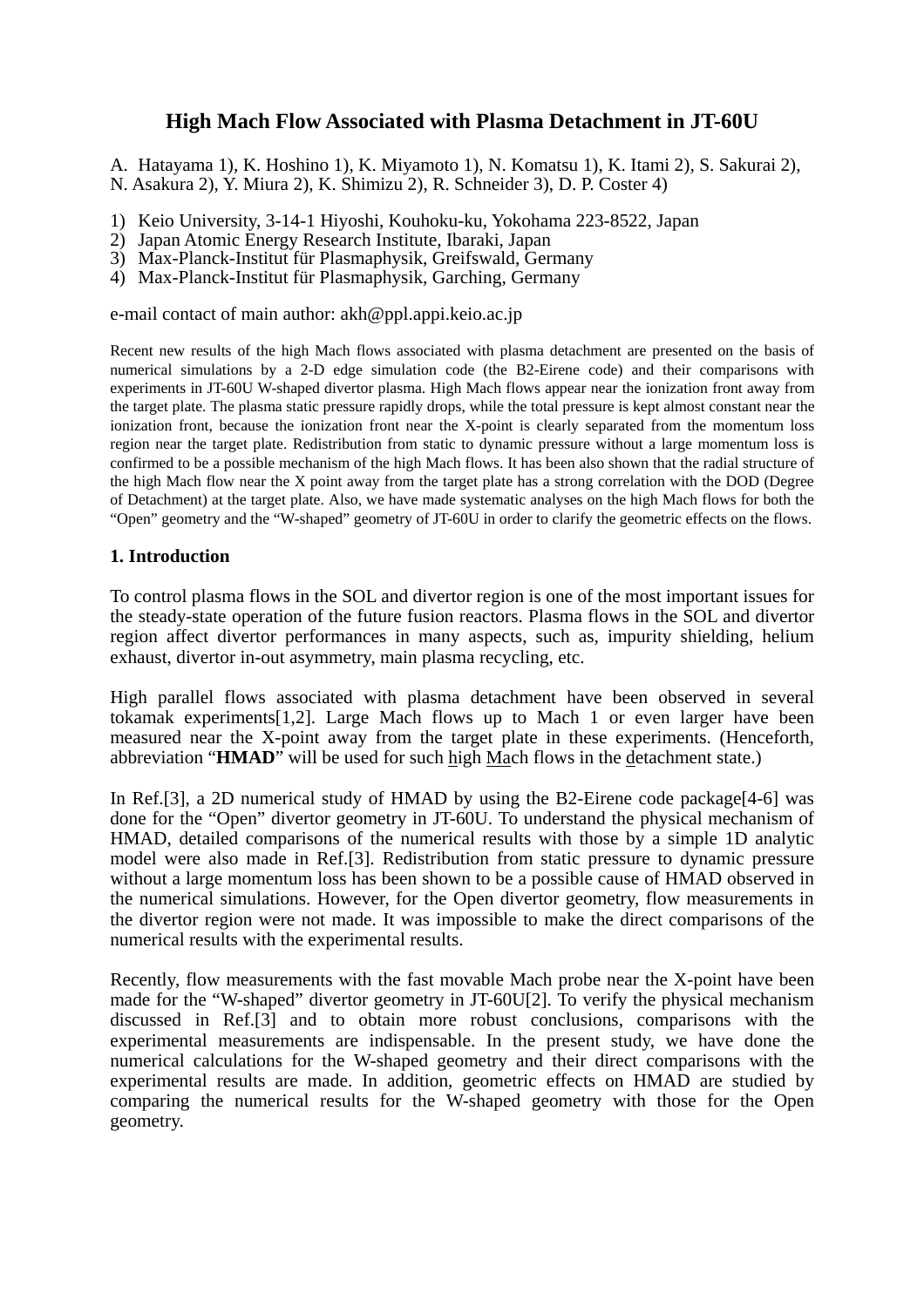# High Mach Flow Associated with Plasma Detachment in JT-60U

A. Hatayama 1), K. Hoshino 1), K. Miyamoto 1), N. Komatsu 1), K. Itami 2), S. Sakurai 2), N. Asakura 2), Y. Miura 2), K. Shimizu 2), R. Schneider 3), D. P. Coster 4)

1) Keio University, 3-14-1 Hiyoshi, Kouhoku-ku, Yokohama 223-8522, Japan
2) Japan Atomic Energy Research Institute, Ibaraki, Japan
3) Max-Planck-Institut für Plasmaphysik, Greifswald, Germany
4) Max-Planck-Institut für Plasmaphysik, Garching, Germany

e-mail contact of main author: akh@ppl.appi.keio.ac.jp

Recent new results of the high Mach flows associated with plasma detachment are presented on the basis of numerical simulations by a 2-D edge simulation code (the B2-Eirene code) and their comparisons with experiments in JT-60U W-shaped divertor plasma. High Mach flows appear near the ionization front away from the target plate. The plasma static pressure rapidly drops, while the total pressure is kept almost constant near the ionization front, because the ionization front near the X-point is clearly separated from the momentum loss region near the target plate. Redistribution from static to dynamic pressure without a large momentum loss is confirmed to be a possible mechanism of the high Mach flows. It has been also shown that the radial structure of the high Mach flow near the X point away from the target plate has a strong correlation with the DOD (Degree of Detachment) at the target plate. Also, we have made systematic analyses on the high Mach flows for both the "Open" geometry and the "W-shaped" geometry of JT-60U in order to clarify the geometric effects on the flows.

## 1. Introduction

To control plasma flows in the SOL and divertor region is one of the most important issues for the steady-state operation of the future fusion reactors. Plasma flows in the SOL and divertor region affect divertor performances in many aspects, such as, impurity shielding, helium exhaust, divertor in-out asymmetry, main plasma recycling, etc.

High parallel flows associated with plasma detachment have been observed in several tokamak experiments[1,2]. Large Mach flows up to Mach 1 or even larger have been measured near the X-point away from the target plate in these experiments. (Henceforth, abbreviation "**HMAD**" will be used for such high Mach flows in the detachment state.)

In Ref.[3], a 2D numerical study of HMAD by using the B2-Eirene code package[4-6] was done for the "Open" divertor geometry in JT-60U. To understand the physical mechanism of HMAD, detailed comparisons of the numerical results with those by a simple 1D analytic model were also made in Ref.[3]. Redistribution from static pressure to dynamic pressure without a large momentum loss has been shown to be a possible cause of HMAD observed in the numerical simulations. However, for the Open divertor geometry, flow measurements in the divertor region were not made. It was impossible to make the direct comparisons of the numerical results with the experimental results.

Recently, flow measurements with the fast movable Mach probe near the X-point have been made for the "W-shaped" divertor geometry in JT-60U[2]. To verify the physical mechanism discussed in Ref.[3] and to obtain more robust conclusions, comparisons with the experimental measurements are indispensable. In the present study, we have done the numerical calculations for the W-shaped geometry and their direct comparisons with the experimental results are made. In addition, geometric effects on HMAD are studied by comparing the numerical results for the W-shaped geometry with those for the Open geometry.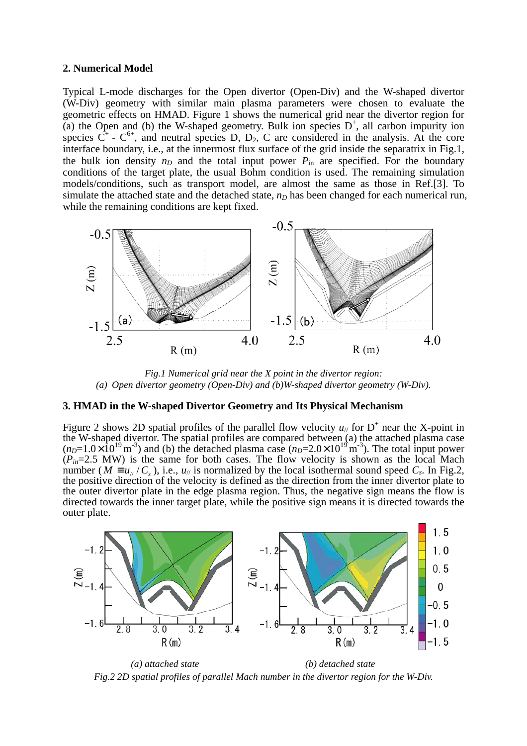## 2. Numerical Model

Typical L-mode discharges for the Open divertor (Open-Div) and the W-shaped divertor (W-Div) geometry with similar main plasma parameters were chosen to evaluate the geometric effects on HMAD. Figure 1 shows the numerical grid near the divertor region for (a) the Open and (b) the W-shaped geometry. Bulk ion species $D^+$, all carbon impurity ion species $C^+$ - $C^{6+}$, and neutral species D, $D_2$, C are considered in the analysis. At the core interface boundary, i.e., at the innermost flux surface of the grid inside the separatrix in Fig.1, the bulk ion density $n_D$ and the total input power $P_{\rm in}$ are specified. For the boundary conditions of the target plate, the usual Bohm condition is used. The remaining simulation models/conditions, such as transport model, are almost the same as those in Ref.[3]. To simulate the attached state and the detached state, $n_D$ has been changed for each numerical run, while the remaining conditions are kept fixed.

*Fig.1 Numerical grid near the X point in the divertor region:*
*(a) Open divertor geometry (Open-Div) and (b)W-shaped divertor geometry (W-Div).*

## 3. HMAD in the W-shaped Divertor Geometry and Its Physical Mechanism

Figure 2 shows 2D spatial profiles of the parallel flow velocity $u_{//}$ for $D^+$ near the X-point in the W-shaped divertor. The spatial profiles are compared between (a) the attached plasma case ($n_D$=1.0×$10^{19}$ $m^{-3}$) and (b) the detached plasma case ($n_D$=2.0×$10^{19}$ $m^{-3}$). The total input power ($P_{in}$=2.5 MW) is the same for both cases. The flow velocity is shown as the local Mach number ($M \equiv u_{//}/C_s$), i.e., $u_{//}$ is normalized by the local isothermal sound speed $C_s$. In Fig.2, the positive direction of the velocity is defined as the direction from the inner divertor plate to the outer divertor plate in the edge plasma region. Thus, the negative sign means the flow is directed towards the inner target plate, while the positive sign means it is directed towards the outer plate.

*(a) attached state* *(b) detached state*

*Fig.2 2D spatial profiles of parallel Mach number in the divertor region for the W-Div.*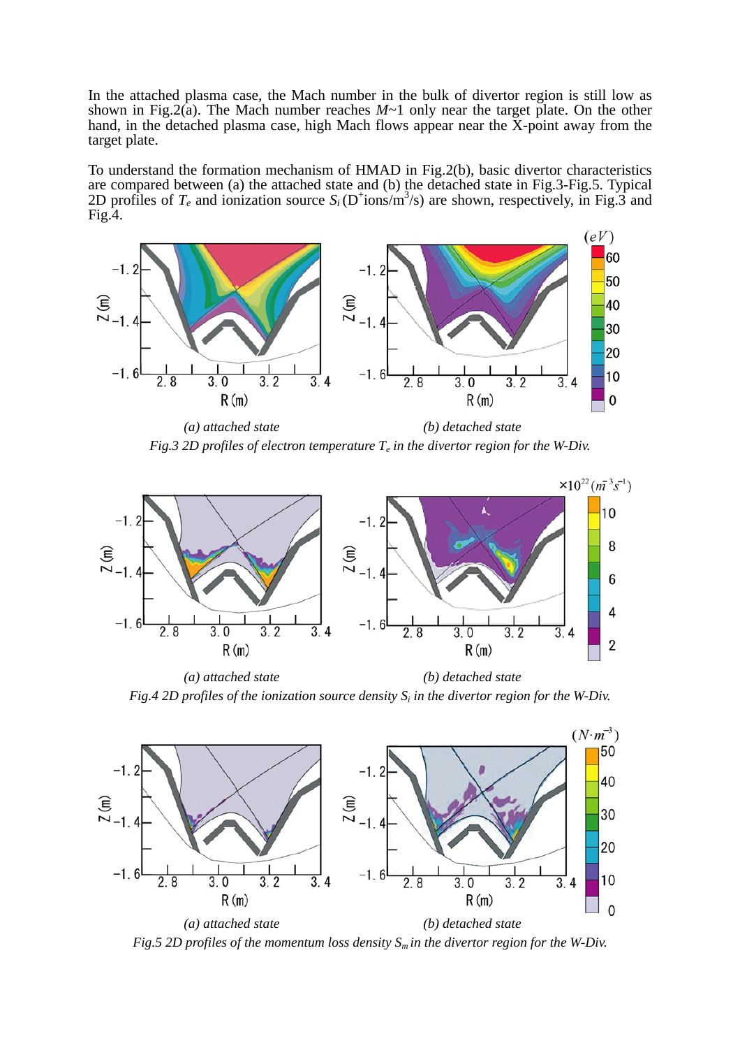In the attached plasma case, the Mach number in the bulk of divertor region is still low as shown in Fig.2(a). The Mach number reaches $M$~1 only near the target plate. On the other hand, in the detached plasma case, high Mach flows appear near the X-point away from the target plate.

To understand the formation mechanism of HMAD in Fig.2(b), basic divertor characteristics are compared between (a) the attached state and (b) the detached state in Fig.3-Fig.5. Typical 2D profiles of $T_e$ and ionization source $S_i$ ($D^+$ions/m$^3$/s) are shown, respectively, in Fig.3 and Fig.4.

*(a) attached state* *(b) detached state*

*Fig.3 2D profiles of electron temperature $T_e$ in the divertor region for the W-Div.*

*(a) attached state* *(b) detached state*

*Fig.4 2D profiles of the ionization source density $S_i$ in the divertor region for the W-Div.*

*(a) attached state* *(b) detached state*

*Fig.5 2D profiles of the momentum loss density $S_m$ in the divertor region for the W-Div.*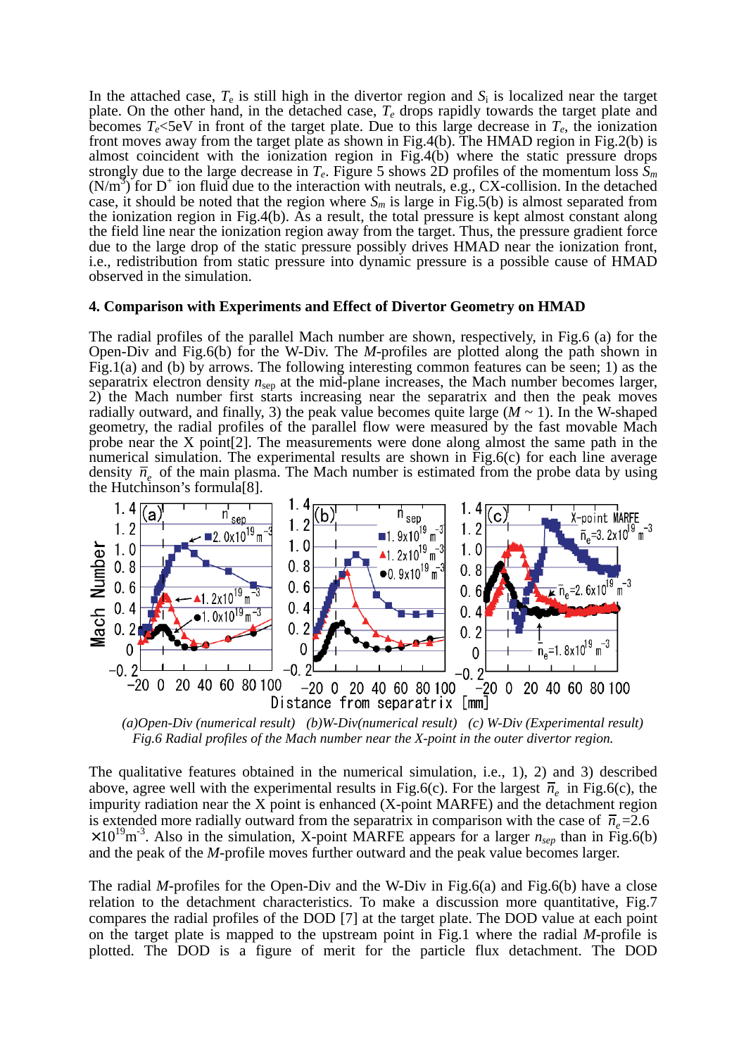In the attached case, $T_e$ is still high in the divertor region and $S_i$ is localized near the target plate. On the other hand, in the detached case, $T_e$ drops rapidly towards the target plate and becomes $T_e$<5eV in front of the target plate. Due to this large decrease in $T_e$, the ionization front moves away from the target plate as shown in Fig.4(b). The HMAD region in Fig.2(b) is almost coincident with the ionization region in Fig.4(b) where the static pressure drops strongly due to the large decrease in $T_e$. Figure 5 shows 2D profiles of the momentum loss $S_m$ (N/m$^3$) for $D^+$ ion fluid due to the interaction with neutrals, e.g., CX-collision. In the detached case, it should be noted that the region where $S_m$ is large in Fig.5(b) is almost separated from the ionization region in Fig.4(b). As a result, the total pressure is kept almost constant along the field line near the ionization region away from the target. Thus, the pressure gradient force due to the large drop of the static pressure possibly drives HMAD near the ionization front, i.e., redistribution from static pressure into dynamic pressure is a possible cause of HMAD observed in the simulation.

### 4. Comparison with Experiments and Effect of Divertor Geometry on HMAD

The radial profiles of the parallel Mach number are shown, respectively, in Fig.6 (a) for the Open-Div and Fig.6(b) for the W-Div. The *M*-profiles are plotted along the path shown in Fig.1(a) and (b) by arrows. The following interesting common features can be seen; 1) as the separatrix electron density $n_{sep}$ at the mid-plane increases, the Mach number becomes larger, 2) the Mach number first starts increasing near the separatrix and then the peak moves radially outward, and finally, 3) the peak value becomes quite large ($M$ ~ 1). In the W-shaped geometry, the radial profiles of the parallel flow were measured by the fast movable Mach probe near the X point[2]. The measurements were done along almost the same path in the numerical simulation. The experimental results are shown in Fig.6(c) for each line average density $\bar{n}_e$ of the main plasma. The Mach number is estimated from the probe data by using the Hutchinson's formula[8].

*(a)Open-Div (numerical result) (b)W-Div(numerical result) (c) W-Div (Experimental result)*

*Fig.6 Radial profiles of the Mach number near the X-point in the outer divertor region.*

The qualitative features obtained in the numerical simulation, i.e., 1), 2) and 3) described above, agree well with the experimental results in Fig.6(c). For the largest $\bar{n}_e$ in Fig.6(c), the impurity radiation near the X point is enhanced (X-point MARFE) and the detachment region is extended more radially outward from the separatrix in comparison with the case of $\bar{n}_e$=2.6 $\times10^{19}$m$^{-3}$. Also in the simulation, X-point MARFE appears for a larger $n_{sep}$ than in Fig.6(b) and the peak of the *M*-profile moves further outward and the peak value becomes larger.

The radial *M*-profiles for the Open-Div and the W-Div in Fig.6(a) and Fig.6(b) have a close relation to the detachment characteristics. To make a discussion more quantitative, Fig.7 compares the radial profiles of the DOD [7] at the target plate. The DOD value at each point on the target plate is mapped to the upstream point in Fig.1 where the radial *M*-profile is plotted. The DOD is a figure of merit for the particle flux detachment. The DOD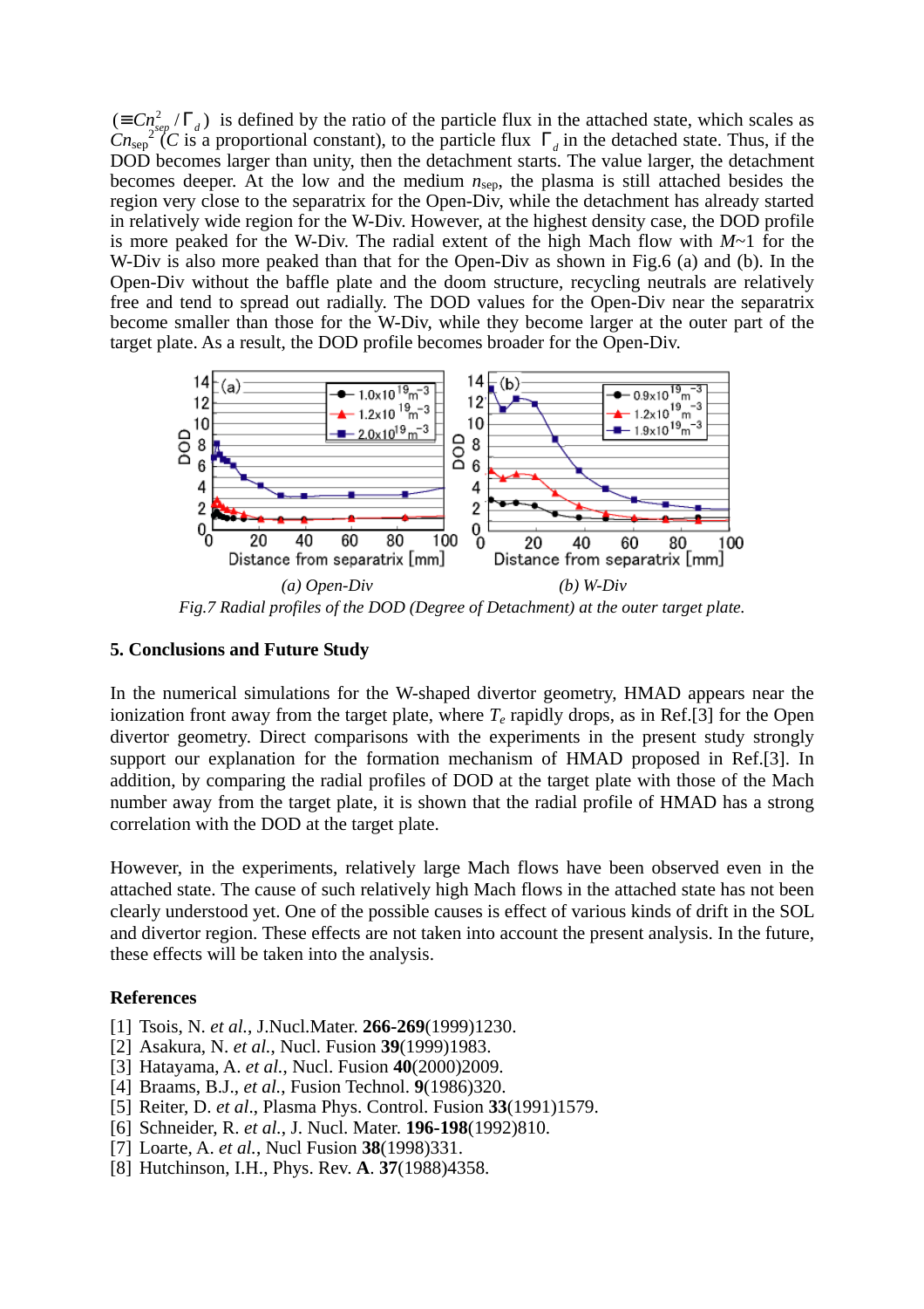($\equiv Cn_{sep}^2/\Gamma_d$) is defined by the ratio of the particle flux in the attached state, which scales as $Cn_{sep}^2$ ($C$ is a proportional constant), to the particle flux $\Gamma_d$ in the detached state. Thus, if the DOD becomes larger than unity, then the detachment starts. The value larger, the detachment becomes deeper. At the low and the medium $n_{sep}$, the plasma is still attached besides the region very close to the separatrix for the Open-Div, while the detachment has already started in relatively wide region for the W-Div. However, at the highest density case, the DOD profile is more peaked for the W-Div. The radial extent of the high Mach flow with $M$~1 for the W-Div is also more peaked than that for the Open-Div as shown in Fig.6 (a) and (b). In the Open-Div without the baffle plate and the doom structure, recycling neutrals are relatively free and tend to spread out radially. The DOD values for the Open-Div near the separatrix become smaller than those for the W-Div, while they become larger at the outer part of the target plate. As a result, the DOD profile becomes broader for the Open-Div.

(a)
DOD
14
12
10
8
6
4
2
0
0 20 40 60 80 100
Distance from separatrix [mm]
1.0x10$^{19}$m$^{-3}$
1.2x10$^{19}$m$^{-3}$
2.0x10$^{19}$m$^{-3}$

(b)
DOD
14
12
10
8
6
4
2
0
0 20 40 60 80 100
Distance from separatrix [mm]
0.9x10$^{19}$m$^{-3}$
1.2x10$^{19}$m$^{-3}$
1.9x10$^{19}$m$^{-3}$

*(a) Open-Div* *(b) W-Div*

*Fig.7 Radial profiles of the DOD (Degree of Detachment) at the outer target plate.*

## 5. Conclusions and Future Study

In the numerical simulations for the W-shaped divertor geometry, HMAD appears near the ionization front away from the target plate, where $T_e$ rapidly drops, as in Ref.[3] for the Open divertor geometry. Direct comparisons with the experiments in the present study strongly support our explanation for the formation mechanism of HMAD proposed in Ref.[3]. In addition, by comparing the radial profiles of DOD at the target plate with those of the Mach number away from the target plate, it is shown that the radial profile of HMAD has a strong correlation with the DOD at the target plate.

However, in the experiments, relatively large Mach flows have been observed even in the attached state. The cause of such relatively high Mach flows in the attached state has not been clearly understood yet. One of the possible causes is effect of various kinds of drift in the SOL and divertor region. These effects are not taken into account the present analysis. In the future, these effects will be taken into the analysis.

## References

[1] Tsois, N. *et al.*, J.Nucl.Mater. **266-269**(1999)1230.
[2] Asakura, N. *et al.*, Nucl. Fusion **39**(1999)1983.
[3] Hatayama, A. *et al.*, Nucl. Fusion **40**(2000)2009.
[4] Braams, B.J., *et al.*, Fusion Technol. **9**(1986)320.
[5] Reiter, D. *et al*., Plasma Phys. Control. Fusion **33**(1991)1579.
[6] Schneider, R. *et al.*, J. Nucl. Mater. **196-198**(1992)810.
[7] Loarte, A. *et al.*, Nucl Fusion **38**(1998)331.
[8] Hutchinson, I.H., Phys. Rev. **A**. **37**(1988)4358.